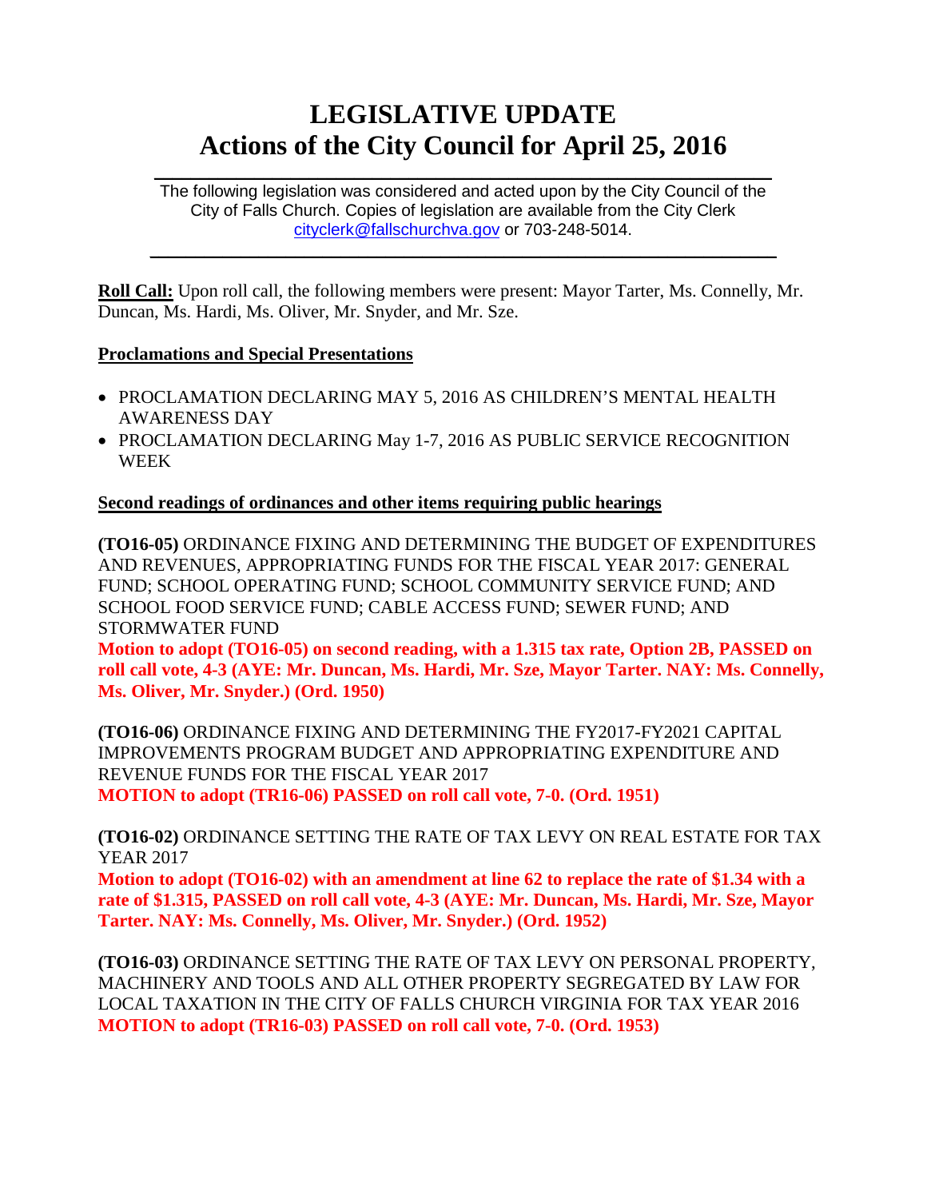# LEGISLATIVE UPDATE
# Actions of the City Council for April 25, 2016

The following legislation was considered and acted upon by the City Council of the City of Falls Church. Copies of legislation are available from the City Clerk cityclerk@fallschurchva.gov or 703-248-5014.

---

**Roll Call:** Upon roll call, the following members were present: Mayor Tarter, Ms. Connelly, Mr. Duncan, Ms. Hardi, Ms. Oliver, Mr. Snyder, and Mr. Sze.

**Proclamations and Special Presentations**

- PROCLAMATION DECLARING MAY 5, 2016 AS CHILDREN'S MENTAL HEALTH AWARENESS DAY
- PROCLAMATION DECLARING May 1-7, 2016 AS PUBLIC SERVICE RECOGNITION WEEK

**Second readings of ordinances and other items requiring public hearings**

**(TO16-05)** ORDINANCE FIXING AND DETERMINING THE BUDGET OF EXPENDITURES AND REVENUES, APPROPRIATING FUNDS FOR THE FISCAL YEAR 2017: GENERAL FUND; SCHOOL OPERATING FUND; SCHOOL COMMUNITY SERVICE FUND; AND SCHOOL FOOD SERVICE FUND; CABLE ACCESS FUND; SEWER FUND; AND STORMWATER FUND
**Motion to adopt (TO16-05) on second reading, with a 1.315 tax rate, Option 2B, PASSED on roll call vote, 4-3 (AYE: Mr. Duncan, Ms. Hardi, Mr. Sze, Mayor Tarter. NAY: Ms. Connelly, Ms. Oliver, Mr. Snyder.) (Ord. 1950)**

**(TO16-06)** ORDINANCE FIXING AND DETERMINING THE FY2017-FY2021 CAPITAL IMPROVEMENTS PROGRAM BUDGET AND APPROPRIATING EXPENDITURE AND REVENUE FUNDS FOR THE FISCAL YEAR 2017
**MOTION to adopt (TR16-06) PASSED on roll call vote, 7-0. (Ord. 1951)**

**(TO16-02)** ORDINANCE SETTING THE RATE OF TAX LEVY ON REAL ESTATE FOR TAX YEAR 2017
**Motion to adopt (TO16-02) with an amendment at line 62 to replace the rate of $1.34 with a rate of $1.315, PASSED on roll call vote, 4-3 (AYE: Mr. Duncan, Ms. Hardi, Mr. Sze, Mayor Tarter. NAY: Ms. Connelly, Ms. Oliver, Mr. Snyder.) (Ord. 1952)**

**(TO16-03)** ORDINANCE SETTING THE RATE OF TAX LEVY ON PERSONAL PROPERTY, MACHINERY AND TOOLS AND ALL OTHER PROPERTY SEGREGATED BY LAW FOR LOCAL TAXATION IN THE CITY OF FALLS CHURCH VIRGINIA FOR TAX YEAR 2016
**MOTION to adopt (TR16-03) PASSED on roll call vote, 7-0. (Ord. 1953)**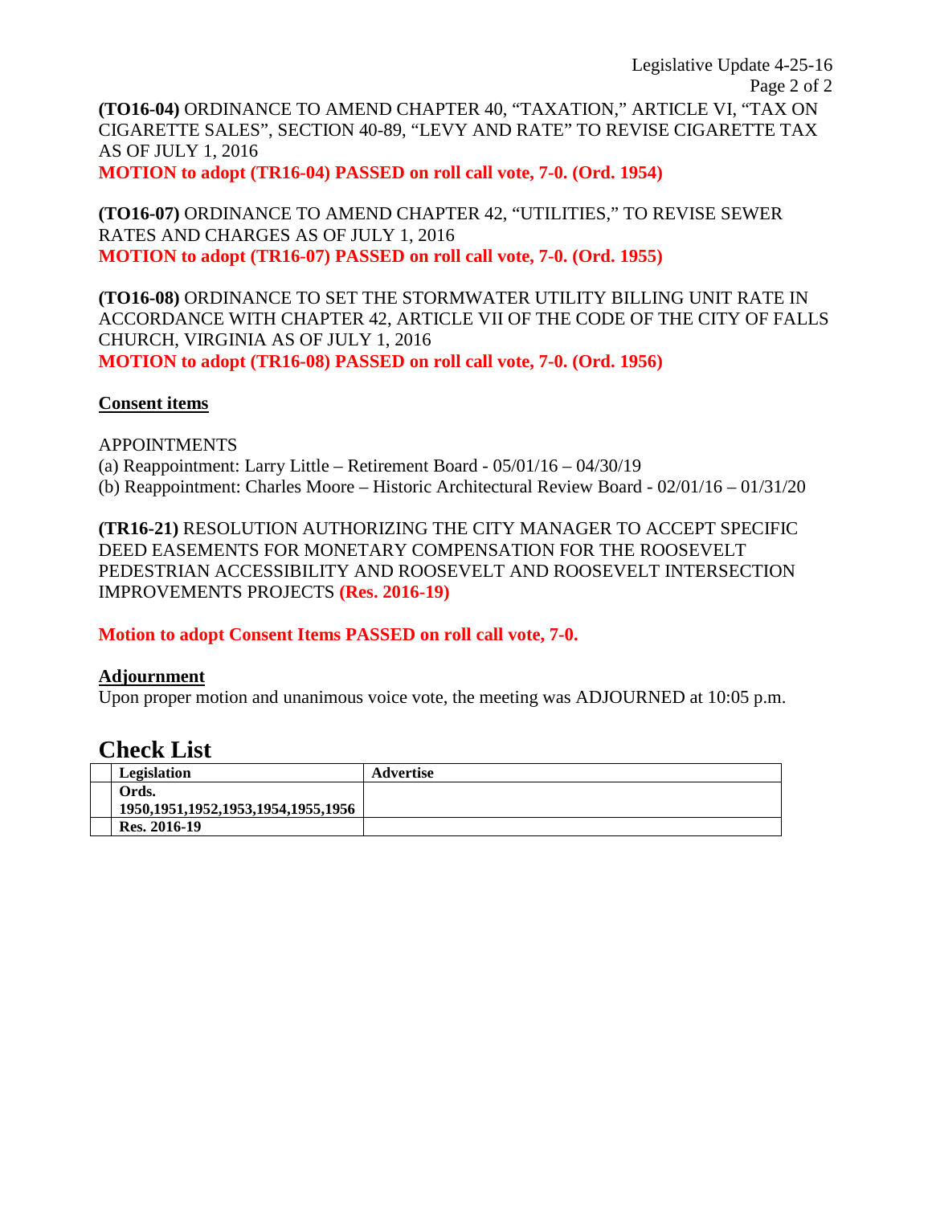**(TO16-04)** ORDINANCE TO AMEND CHAPTER 40, "TAXATION," ARTICLE VI, "TAX ON CIGARETTE SALES", SECTION 40-89, "LEVY AND RATE" TO REVISE CIGARETTE TAX AS OF JULY 1, 2016
**MOTION to adopt (TR16-04) PASSED on roll call vote, 7-0. (Ord. 1954)**

**(TO16-07)** ORDINANCE TO AMEND CHAPTER 42, "UTILITIES," TO REVISE SEWER RATES AND CHARGES AS OF JULY 1, 2016
**MOTION to adopt (TR16-07) PASSED on roll call vote, 7-0. (Ord. 1955)**

**(TO16-08)** ORDINANCE TO SET THE STORMWATER UTILITY BILLING UNIT RATE IN ACCORDANCE WITH CHAPTER 42, ARTICLE VII OF THE CODE OF THE CITY OF FALLS CHURCH, VIRGINIA AS OF JULY 1, 2016
**MOTION to adopt (TR16-08) PASSED on roll call vote, 7-0. (Ord. 1956)**

**Consent items**

APPOINTMENTS
(a) Reappointment: Larry Little – Retirement Board - 05/01/16 – 04/30/19
(b) Reappointment: Charles Moore – Historic Architectural Review Board - 02/01/16 – 01/31/20

**(TR16-21)** RESOLUTION AUTHORIZING THE CITY MANAGER TO ACCEPT SPECIFIC DEED EASEMENTS FOR MONETARY COMPENSATION FOR THE ROOSEVELT PEDESTRIAN ACCESSIBILITY AND ROOSEVELT AND ROOSEVELT INTERSECTION IMPROVEMENTS PROJECTS **(Res. 2016-19)**

**Motion to adopt Consent Items PASSED on roll call vote, 7-0.**

**Adjournment**
Upon proper motion and unanimous voice vote, the meeting was ADJOURNED at 10:05 p.m.

## Check List

| | Legislation | Advertise |
|---|---|---|
| | **Ords. 1950,1951,1952,1953,1954,1955,1956** | |
| | **Res. 2016-19** | |